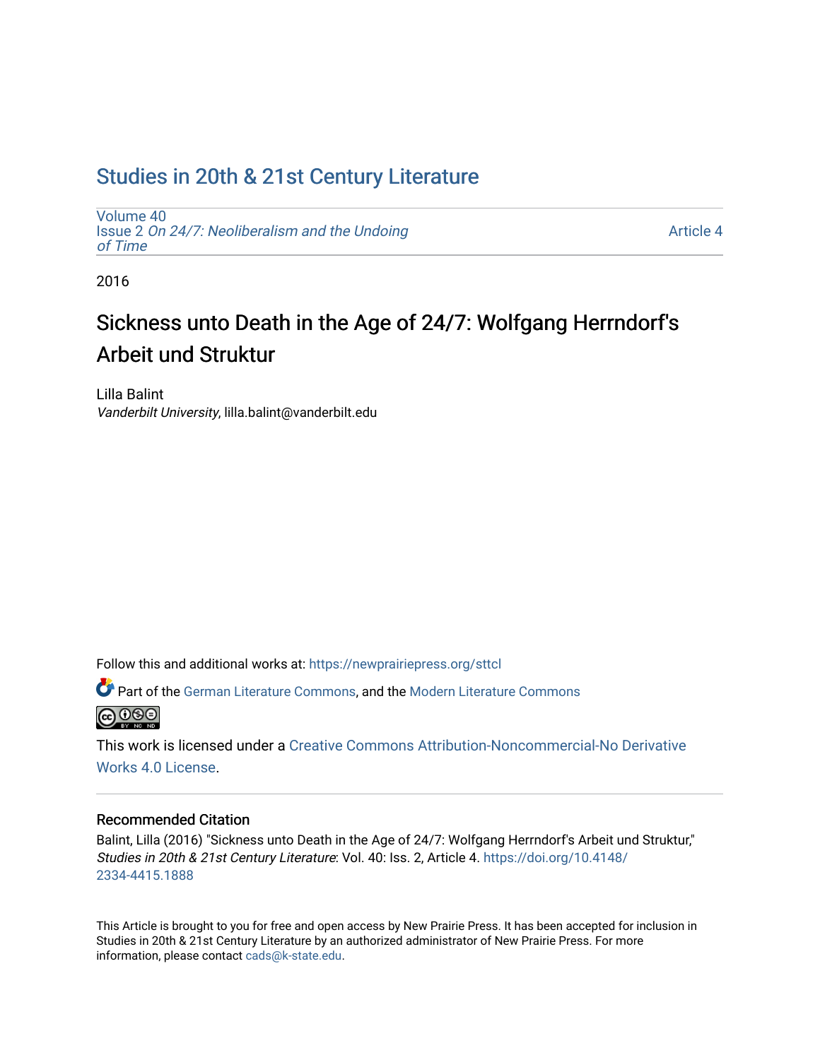# Studies in 20th & 21st Century Literature

Volume 40
Issue 2 *On 24/7: Neoliberalism and the Undoing of Time*

Article 4

2016

## Sickness unto Death in the Age of 24/7: Wolfgang Herrndorf's Arbeit und Struktur

Lilla Balint
*Vanderbilt University*, lilla.balint@vanderbilt.edu

Follow this and additional works at: https://newprairiepress.org/sttcl

Part of the German Literature Commons, and the Modern Literature Commons

This work is licensed under a Creative Commons Attribution-Noncommercial-No Derivative Works 4.0 License.

### Recommended Citation

Balint, Lilla (2016) "Sickness unto Death in the Age of 24/7: Wolfgang Herrndorf's Arbeit und Struktur," *Studies in 20th & 21st Century Literature*: Vol. 40: Iss. 2, Article 4. https://doi.org/10.4148/2334-4415.1888

This Article is brought to you for free and open access by New Prairie Press. It has been accepted for inclusion in Studies in 20th & 21st Century Literature by an authorized administrator of New Prairie Press. For more information, please contact cads@k-state.edu.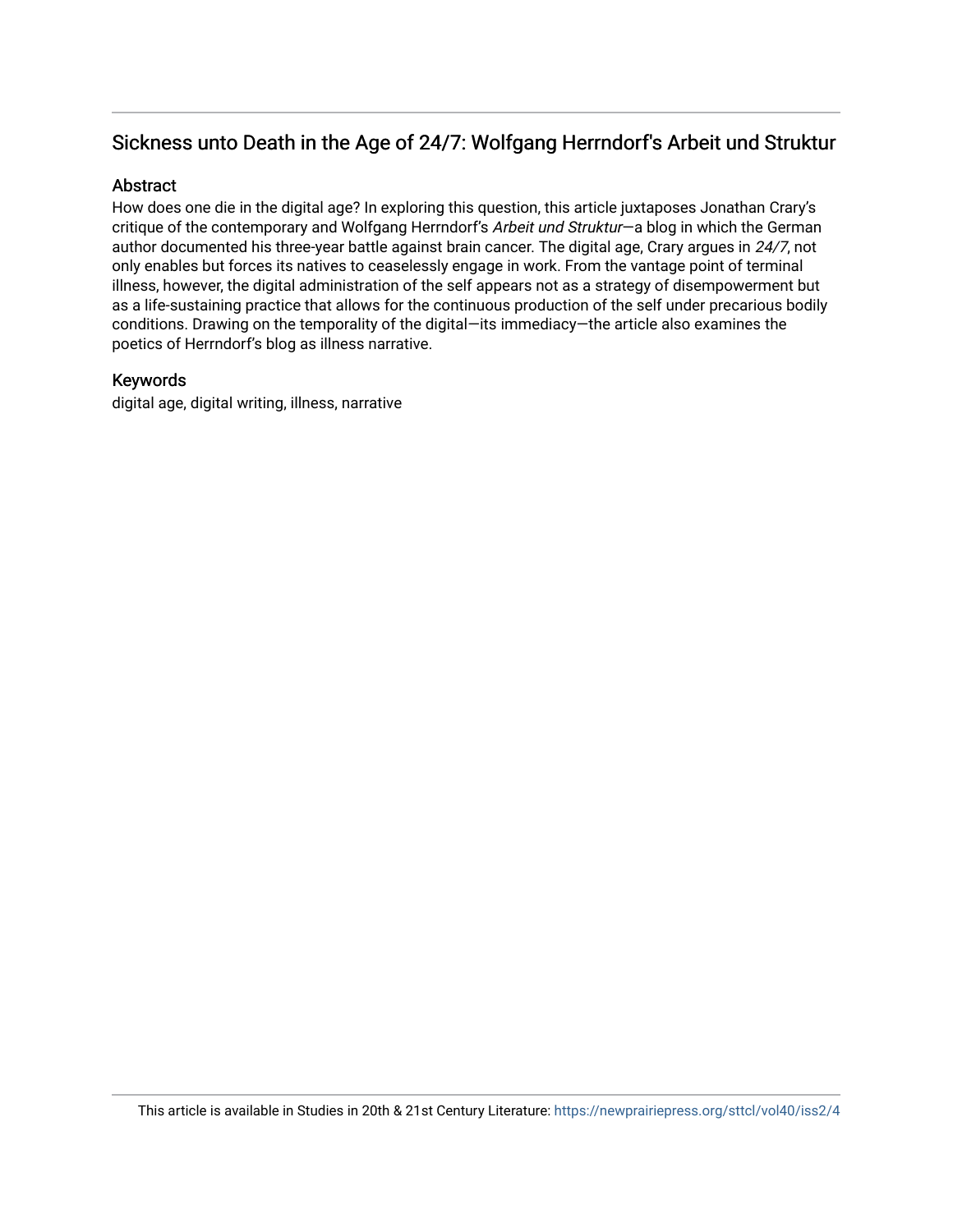## Sickness unto Death in the Age of 24/7: Wolfgang Herrndorf's Arbeit und Struktur

### Abstract

How does one die in the digital age? In exploring this question, this article juxtaposes Jonathan Crary's critique of the contemporary and Wolfgang Herrndorf's *Arbeit und Struktur*—a blog in which the German author documented his three-year battle against brain cancer. The digital age, Crary argues in *24/7*, not only enables but forces its natives to ceaselessly engage in work. From the vantage point of terminal illness, however, the digital administration of the self appears not as a strategy of disempowerment but as a life-sustaining practice that allows for the continuous production of the self under precarious bodily conditions. Drawing on the temporality of the digital—its immediacy—the article also examines the poetics of Herrndorf's blog as illness narrative.

### Keywords

digital age, digital writing, illness, narrative

This article is available in Studies in 20th & 21st Century Literature: https://newprairiepress.org/sttcl/vol40/iss2/4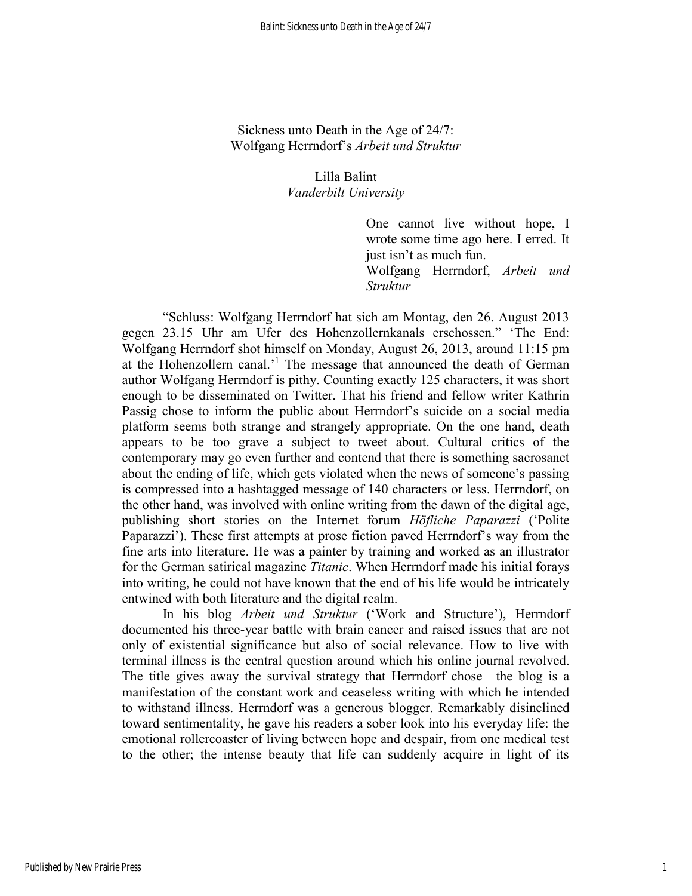Sickness unto Death in the Age of 24/7:
Wolfgang Herrndorf's *Arbeit und Struktur*

Lilla Balint
*Vanderbilt University*

> One cannot live without hope, I wrote some time ago here. I erred. It just isn't as much fun.
> Wolfgang Herrndorf, *Arbeit und Struktur*

"Schluss: Wolfgang Herrndorf hat sich am Montag, den 26. August 2013 gegen 23.15 Uhr am Ufer des Hohenzollernkanals erschossen." 'The End: Wolfgang Herrndorf shot himself on Monday, August 26, 2013, around 11:15 pm at the Hohenzollern canal.'[1] The message that announced the death of German author Wolfgang Herrndorf is pithy. Counting exactly 125 characters, it was short enough to be disseminated on Twitter. That his friend and fellow writer Kathrin Passig chose to inform the public about Herrndorf's suicide on a social media platform seems both strange and strangely appropriate. On the one hand, death appears to be too grave a subject to tweet about. Cultural critics of the contemporary may go even further and contend that there is something sacrosanct about the ending of life, which gets violated when the news of someone's passing is compressed into a hashtagged message of 140 characters or less. Herrndorf, on the other hand, was involved with online writing from the dawn of the digital age, publishing short stories on the Internet forum *Höfliche Paparazzi* ('Polite Paparazzi'). These first attempts at prose fiction paved Herrndorf's way from the fine arts into literature. He was a painter by training and worked as an illustrator for the German satirical magazine *Titanic*. When Herrndorf made his initial forays into writing, he could not have known that the end of his life would be intricately entwined with both literature and the digital realm.

In his blog *Arbeit und Struktur* ('Work and Structure'), Herrndorf documented his three-year battle with brain cancer and raised issues that are not only of existential significance but also of social relevance. How to live with terminal illness is the central question around which his online journal revolved. The title gives away the survival strategy that Herrndorf chose—the blog is a manifestation of the constant work and ceaseless writing with which he intended to withstand illness. Herrndorf was a generous blogger. Remarkably disinclined toward sentimentality, he gave his readers a sober look into his everyday life: the emotional rollercoaster of living between hope and despair, from one medical test to the other; the intense beauty that life can suddenly acquire in light of its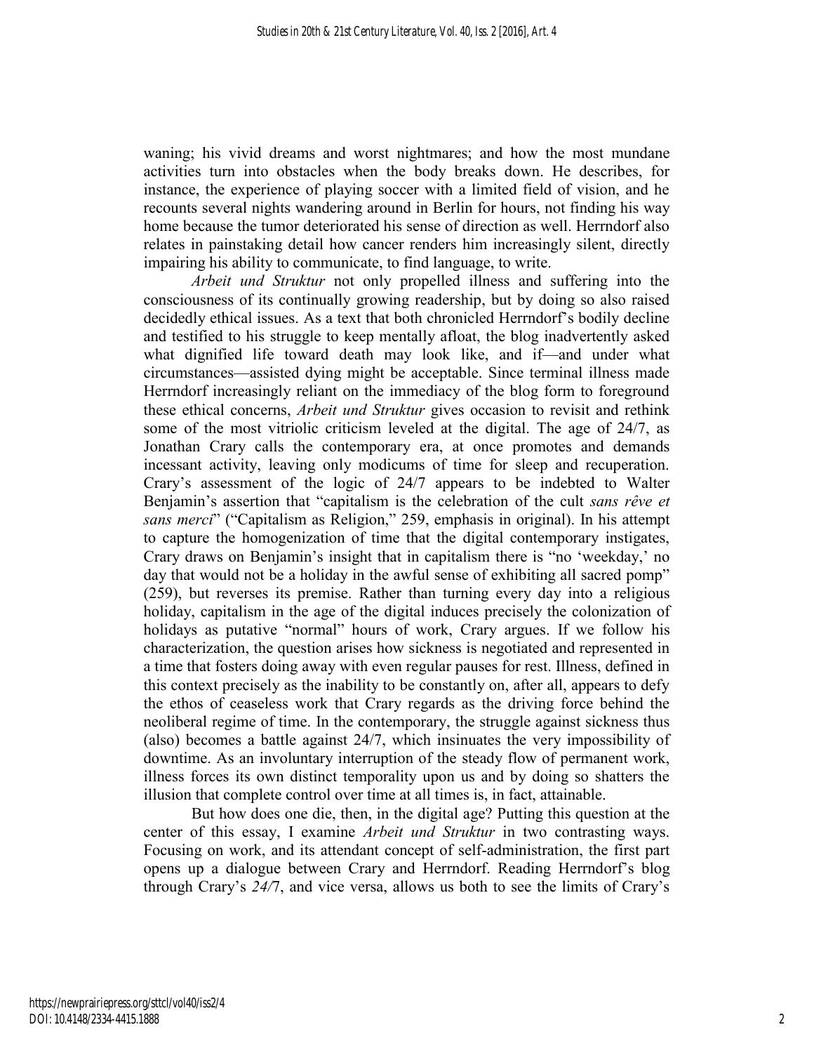waning; his vivid dreams and worst nightmares; and how the most mundane activities turn into obstacles when the body breaks down. He describes, for instance, the experience of playing soccer with a limited field of vision, and he recounts several nights wandering around in Berlin for hours, not finding his way home because the tumor deteriorated his sense of direction as well. Herrndorf also relates in painstaking detail how cancer renders him increasingly silent, directly impairing his ability to communicate, to find language, to write.

*Arbeit und Struktur* not only propelled illness and suffering into the consciousness of its continually growing readership, but by doing so also raised decidedly ethical issues. As a text that both chronicled Herrndorf's bodily decline and testified to his struggle to keep mentally afloat, the blog inadvertently asked what dignified life toward death may look like, and if—and under what circumstances—assisted dying might be acceptable. Since terminal illness made Herrndorf increasingly reliant on the immediacy of the blog form to foreground these ethical concerns, *Arbeit und Struktur* gives occasion to revisit and rethink some of the most vitriolic criticism leveled at the digital. The age of 24/7, as Jonathan Crary calls the contemporary era, at once promotes and demands incessant activity, leaving only modicums of time for sleep and recuperation. Crary's assessment of the logic of 24/7 appears to be indebted to Walter Benjamin's assertion that "capitalism is the celebration of the cult *sans rêve et sans merci*" ("Capitalism as Religion," 259, emphasis in original). In his attempt to capture the homogenization of time that the digital contemporary instigates, Crary draws on Benjamin's insight that in capitalism there is "no 'weekday,' no day that would not be a holiday in the awful sense of exhibiting all sacred pomp" (259), but reverses its premise. Rather than turning every day into a religious holiday, capitalism in the age of the digital induces precisely the colonization of holidays as putative "normal" hours of work, Crary argues. If we follow his characterization, the question arises how sickness is negotiated and represented in a time that fosters doing away with even regular pauses for rest. Illness, defined in this context precisely as the inability to be constantly on, after all, appears to defy the ethos of ceaseless work that Crary regards as the driving force behind the neoliberal regime of time. In the contemporary, the struggle against sickness thus (also) becomes a battle against 24/7, which insinuates the very impossibility of downtime. As an involuntary interruption of the steady flow of permanent work, illness forces its own distinct temporality upon us and by doing so shatters the illusion that complete control over time at all times is, in fact, attainable.

But how does one die, then, in the digital age? Putting this question at the center of this essay, I examine *Arbeit und Struktur* in two contrasting ways. Focusing on work, and its attendant concept of self-administration, the first part opens up a dialogue between Crary and Herrndorf. Reading Herrndorf's blog through Crary's *24/7*, and vice versa, allows us both to see the limits of Crary's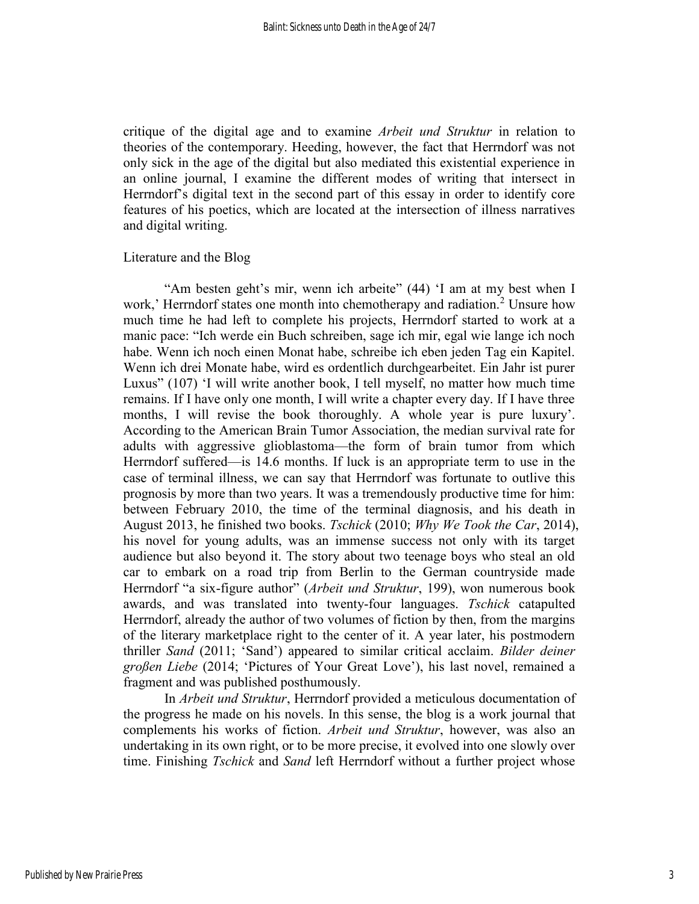critique of the digital age and to examine *Arbeit und Struktur* in relation to theories of the contemporary. Heeding, however, the fact that Herrndorf was not only sick in the age of the digital but also mediated this existential experience in an online journal, I examine the different modes of writing that intersect in Herrndorf's digital text in the second part of this essay in order to identify core features of his poetics, which are located at the intersection of illness narratives and digital writing.

## Literature and the Blog

"Am besten geht's mir, wenn ich arbeite" (44) 'I am at my best when I work,' Herrndorf states one month into chemotherapy and radiation.[2] Unsure how much time he had left to complete his projects, Herrndorf started to work at a manic pace: "Ich werde ein Buch schreiben, sage ich mir, egal wie lange ich noch habe. Wenn ich noch einen Monat habe, schreibe ich eben jeden Tag ein Kapitel. Wenn ich drei Monate habe, wird es ordentlich durchgearbeitet. Ein Jahr ist purer Luxus" (107) 'I will write another book, I tell myself, no matter how much time remains. If I have only one month, I will write a chapter every day. If I have three months, I will revise the book thoroughly. A whole year is pure luxury'. According to the American Brain Tumor Association, the median survival rate for adults with aggressive glioblastoma—the form of brain tumor from which Herrndorf suffered—is 14.6 months. If luck is an appropriate term to use in the case of terminal illness, we can say that Herrndorf was fortunate to outlive this prognosis by more than two years. It was a tremendously productive time for him: between February 2010, the time of the terminal diagnosis, and his death in August 2013, he finished two books. *Tschick* (2010; *Why We Took the Car*, 2014), his novel for young adults, was an immense success not only with its target audience but also beyond it. The story about two teenage boys who steal an old car to embark on a road trip from Berlin to the German countryside made Herrndorf "a six-figure author" (*Arbeit und Struktur*, 199), won numerous book awards, and was translated into twenty-four languages. *Tschick* catapulted Herrndorf, already the author of two volumes of fiction by then, from the margins of the literary marketplace right to the center of it. A year later, his postmodern thriller *Sand* (2011; 'Sand') appeared to similar critical acclaim. *Bilder deiner großen Liebe* (2014; 'Pictures of Your Great Love'), his last novel, remained a fragment and was published posthumously.

In *Arbeit und Struktur*, Herrndorf provided a meticulous documentation of the progress he made on his novels. In this sense, the blog is a work journal that complements his works of fiction. *Arbeit und Struktur*, however, was also an undertaking in its own right, or to be more precise, it evolved into one slowly over time. Finishing *Tschick* and *Sand* left Herrndorf without a further project whose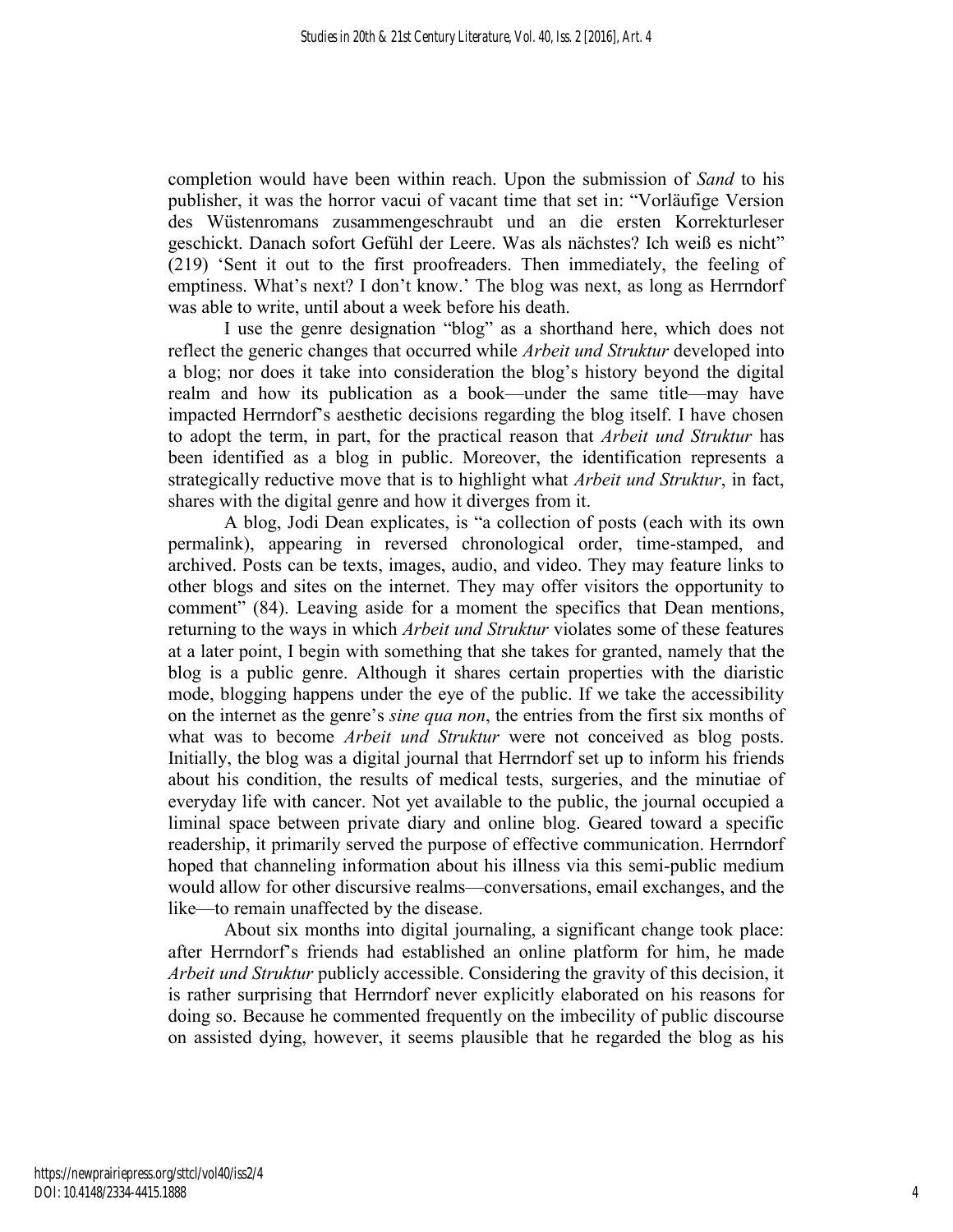completion would have been within reach. Upon the submission of *Sand* to his publisher, it was the horror vacui of vacant time that set in: "Vorläufige Version des Wüstenromans zusammengeschraubt und an die ersten Korrekturleser geschickt. Danach sofort Gefühl der Leere. Was als nächstes? Ich weiß es nicht" (219) 'Sent it out to the first proofreaders. Then immediately, the feeling of emptiness. What's next? I don't know.' The blog was next, as long as Herrndorf was able to write, until about a week before his death.

I use the genre designation "blog" as a shorthand here, which does not reflect the generic changes that occurred while *Arbeit und Struktur* developed into a blog; nor does it take into consideration the blog's history beyond the digital realm and how its publication as a book—under the same title—may have impacted Herrndorf's aesthetic decisions regarding the blog itself. I have chosen to adopt the term, in part, for the practical reason that *Arbeit und Struktur* has been identified as a blog in public. Moreover, the identification represents a strategically reductive move that is to highlight what *Arbeit und Struktur*, in fact, shares with the digital genre and how it diverges from it.

A blog, Jodi Dean explicates, is "a collection of posts (each with its own permalink), appearing in reversed chronological order, time-stamped, and archived. Posts can be texts, images, audio, and video. They may feature links to other blogs and sites on the internet. They may offer visitors the opportunity to comment" (84). Leaving aside for a moment the specifics that Dean mentions, returning to the ways in which *Arbeit und Struktur* violates some of these features at a later point, I begin with something that she takes for granted, namely that the blog is a public genre. Although it shares certain properties with the diaristic mode, blogging happens under the eye of the public. If we take the accessibility on the internet as the genre's *sine qua non*, the entries from the first six months of what was to become *Arbeit und Struktur* were not conceived as blog posts. Initially, the blog was a digital journal that Herrndorf set up to inform his friends about his condition, the results of medical tests, surgeries, and the minutiae of everyday life with cancer. Not yet available to the public, the journal occupied a liminal space between private diary and online blog. Geared toward a specific readership, it primarily served the purpose of effective communication. Herrndorf hoped that channeling information about his illness via this semi-public medium would allow for other discursive realms—conversations, email exchanges, and the like—to remain unaffected by the disease.

About six months into digital journaling, a significant change took place: after Herrndorf's friends had established an online platform for him, he made *Arbeit und Struktur* publicly accessible. Considering the gravity of this decision, it is rather surprising that Herrndorf never explicitly elaborated on his reasons for doing so. Because he commented frequently on the imbecility of public discourse on assisted dying, however, it seems plausible that he regarded the blog as his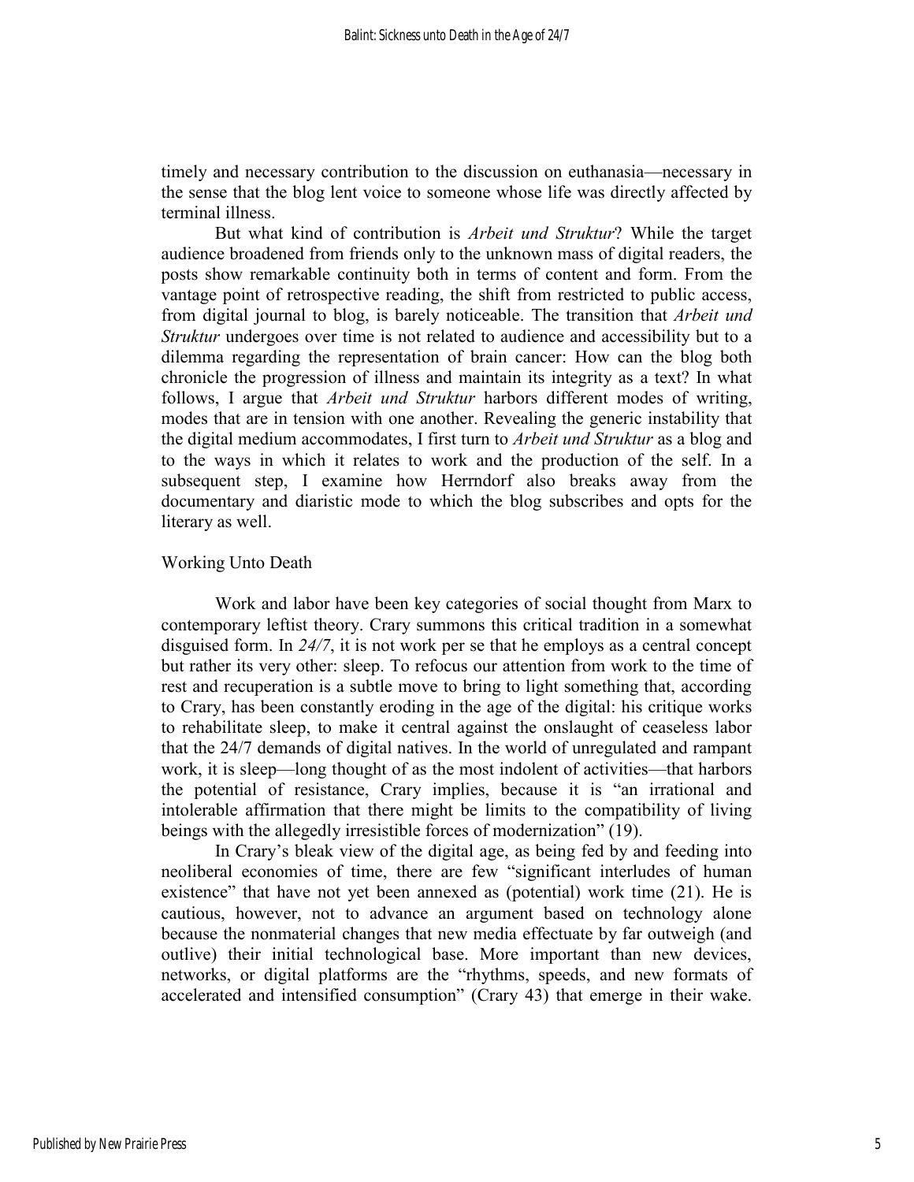timely and necessary contribution to the discussion on euthanasia—necessary in the sense that the blog lent voice to someone whose life was directly affected by terminal illness.

But what kind of contribution is *Arbeit und Struktur*? While the target audience broadened from friends only to the unknown mass of digital readers, the posts show remarkable continuity both in terms of content and form. From the vantage point of retrospective reading, the shift from restricted to public access, from digital journal to blog, is barely noticeable. The transition that *Arbeit und Struktur* undergoes over time is not related to audience and accessibility but to a dilemma regarding the representation of brain cancer: How can the blog both chronicle the progression of illness and maintain its integrity as a text? In what follows, I argue that *Arbeit und Struktur* harbors different modes of writing, modes that are in tension with one another. Revealing the generic instability that the digital medium accommodates, I first turn to *Arbeit und Struktur* as a blog and to the ways in which it relates to work and the production of the self. In a subsequent step, I examine how Herrndorf also breaks away from the documentary and diaristic mode to which the blog subscribes and opts for the literary as well.

## Working Unto Death

Work and labor have been key categories of social thought from Marx to contemporary leftist theory. Crary summons this critical tradition in a somewhat disguised form. In *24/7*, it is not work per se that he employs as a central concept but rather its very other: sleep. To refocus our attention from work to the time of rest and recuperation is a subtle move to bring to light something that, according to Crary, has been constantly eroding in the age of the digital: his critique works to rehabilitate sleep, to make it central against the onslaught of ceaseless labor that the 24/7 demands of digital natives. In the world of unregulated and rampant work, it is sleep—long thought of as the most indolent of activities—that harbors the potential of resistance, Crary implies, because it is "an irrational and intolerable affirmation that there might be limits to the compatibility of living beings with the allegedly irresistible forces of modernization" (19).

In Crary's bleak view of the digital age, as being fed by and feeding into neoliberal economies of time, there are few "significant interludes of human existence" that have not yet been annexed as (potential) work time (21). He is cautious, however, not to advance an argument based on technology alone because the nonmaterial changes that new media effectuate by far outweigh (and outlive) their initial technological base. More important than new devices, networks, or digital platforms are the "rhythms, speeds, and new formats of accelerated and intensified consumption" (Crary 43) that emerge in their wake.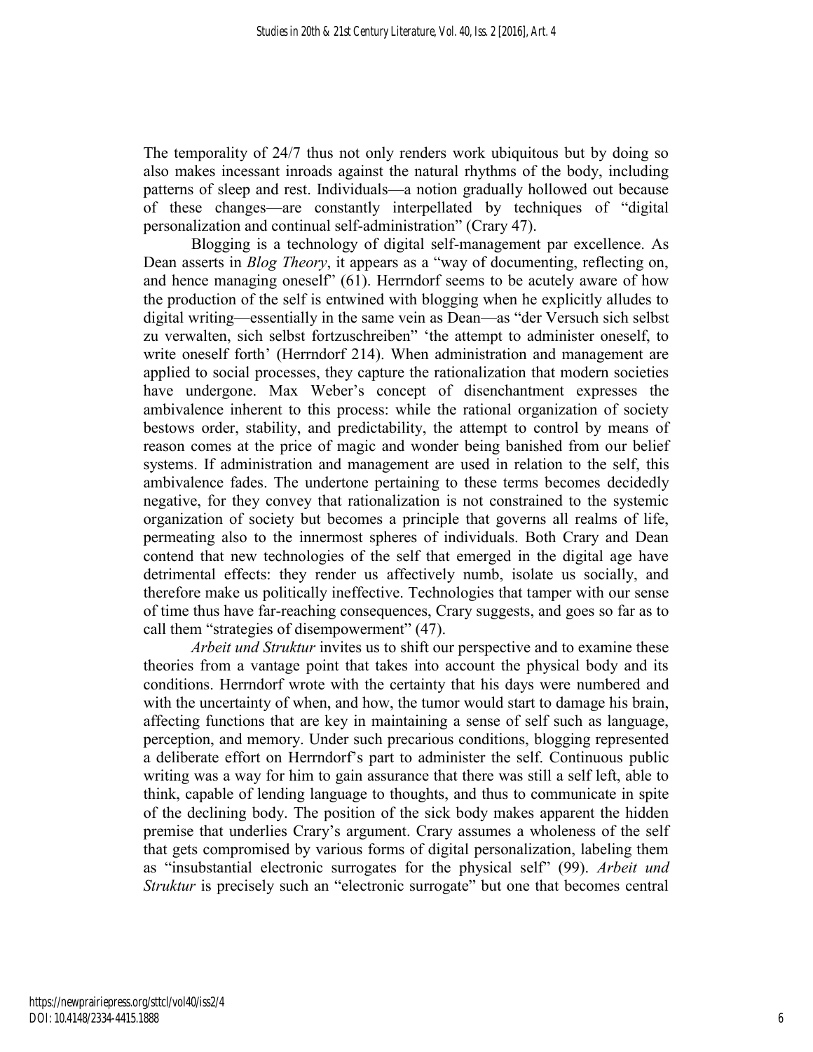The temporality of 24/7 thus not only renders work ubiquitous but by doing so also makes incessant inroads against the natural rhythms of the body, including patterns of sleep and rest. Individuals—a notion gradually hollowed out because of these changes—are constantly interpellated by techniques of "digital personalization and continual self-administration" (Crary 47).

Blogging is a technology of digital self-management par excellence. As Dean asserts in *Blog Theory*, it appears as a "way of documenting, reflecting on, and hence managing oneself" (61). Herrndorf seems to be acutely aware of how the production of the self is entwined with blogging when he explicitly alludes to digital writing—essentially in the same vein as Dean—as "der Versuch sich selbst zu verwalten, sich selbst fortzuschreiben" 'the attempt to administer oneself, to write oneself forth' (Herrndorf 214). When administration and management are applied to social processes, they capture the rationalization that modern societies have undergone. Max Weber's concept of disenchantment expresses the ambivalence inherent to this process: while the rational organization of society bestows order, stability, and predictability, the attempt to control by means of reason comes at the price of magic and wonder being banished from our belief systems. If administration and management are used in relation to the self, this ambivalence fades. The undertone pertaining to these terms becomes decidedly negative, for they convey that rationalization is not constrained to the systemic organization of society but becomes a principle that governs all realms of life, permeating also to the innermost spheres of individuals. Both Crary and Dean contend that new technologies of the self that emerged in the digital age have detrimental effects: they render us affectively numb, isolate us socially, and therefore make us politically ineffective. Technologies that tamper with our sense of time thus have far-reaching consequences, Crary suggests, and goes so far as to call them "strategies of disempowerment" (47).

*Arbeit und Struktur* invites us to shift our perspective and to examine these theories from a vantage point that takes into account the physical body and its conditions. Herrndorf wrote with the certainty that his days were numbered and with the uncertainty of when, and how, the tumor would start to damage his brain, affecting functions that are key in maintaining a sense of self such as language, perception, and memory. Under such precarious conditions, blogging represented a deliberate effort on Herrndorf's part to administer the self. Continuous public writing was a way for him to gain assurance that there was still a self left, able to think, capable of lending language to thoughts, and thus to communicate in spite of the declining body. The position of the sick body makes apparent the hidden premise that underlies Crary's argument. Crary assumes a wholeness of the self that gets compromised by various forms of digital personalization, labeling them as "insubstantial electronic surrogates for the physical self" (99). *Arbeit und Struktur* is precisely such an "electronic surrogate" but one that becomes central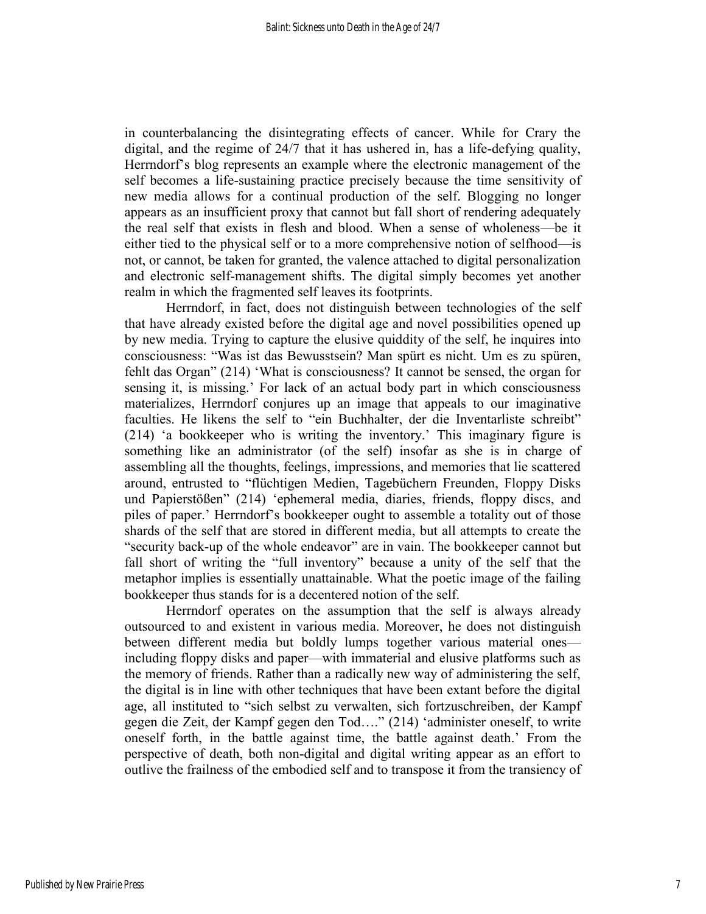in counterbalancing the disintegrating effects of cancer. While for Crary the digital, and the regime of 24/7 that it has ushered in, has a life-defying quality, Herrndorf's blog represents an example where the electronic management of the self becomes a life-sustaining practice precisely because the time sensitivity of new media allows for a continual production of the self. Blogging no longer appears as an insufficient proxy that cannot but fall short of rendering adequately the real self that exists in flesh and blood. When a sense of wholeness—be it either tied to the physical self or to a more comprehensive notion of selfhood—is not, or cannot, be taken for granted, the valence attached to digital personalization and electronic self-management shifts. The digital simply becomes yet another realm in which the fragmented self leaves its footprints.

Herrndorf, in fact, does not distinguish between technologies of the self that have already existed before the digital age and novel possibilities opened up by new media. Trying to capture the elusive quiddity of the self, he inquires into consciousness: "Was ist das Bewusstsein? Man spürt es nicht. Um es zu spüren, fehlt das Organ" (214) 'What is consciousness? It cannot be sensed, the organ for sensing it, is missing.' For lack of an actual body part in which consciousness materializes, Herrndorf conjures up an image that appeals to our imaginative faculties. He likens the self to "ein Buchhalter, der die Inventarliste schreibt" (214) 'a bookkeeper who is writing the inventory.' This imaginary figure is something like an administrator (of the self) insofar as she is in charge of assembling all the thoughts, feelings, impressions, and memories that lie scattered around, entrusted to "flüchtigen Medien, Tagebüchern Freunden, Floppy Disks und Papierstößen" (214) 'ephemeral media, diaries, friends, floppy discs, and piles of paper.' Herrndorf's bookkeeper ought to assemble a totality out of those shards of the self that are stored in different media, but all attempts to create the "security back-up of the whole endeavor" are in vain. The bookkeeper cannot but fall short of writing the "full inventory" because a unity of the self that the metaphor implies is essentially unattainable. What the poetic image of the failing bookkeeper thus stands for is a decentered notion of the self.

Herrndorf operates on the assumption that the self is always already outsourced to and existent in various media. Moreover, he does not distinguish between different media but boldly lumps together various material ones—including floppy disks and paper—with immaterial and elusive platforms such as the memory of friends. Rather than a radically new way of administering the self, the digital is in line with other techniques that have been extant before the digital age, all instituted to "sich selbst zu verwalten, sich fortzuschreiben, der Kampf gegen die Zeit, der Kampf gegen den Tod…." (214) 'administer oneself, to write oneself forth, in the battle against time, the battle against death.' From the perspective of death, both non-digital and digital writing appear as an effort to outlive the frailness of the embodied self and to transpose it from the transiency of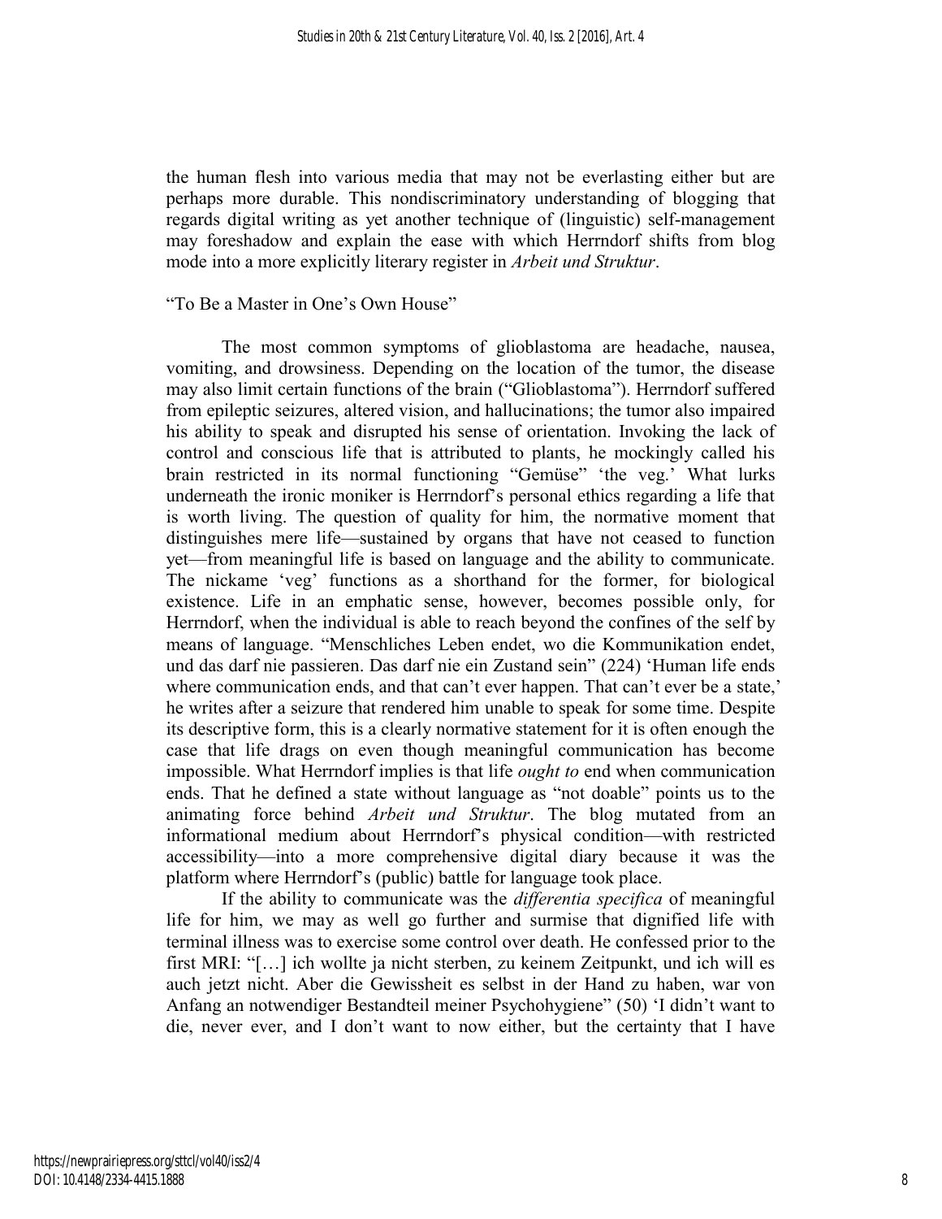the human flesh into various media that may not be everlasting either but are perhaps more durable. This nondiscriminatory understanding of blogging that regards digital writing as yet another technique of (linguistic) self-management may foreshadow and explain the ease with which Herrndorf shifts from blog mode into a more explicitly literary register in *Arbeit und Struktur*.

## "To Be a Master in One's Own House"

The most common symptoms of glioblastoma are headache, nausea, vomiting, and drowsiness. Depending on the location of the tumor, the disease may also limit certain functions of the brain ("Glioblastoma"). Herrndorf suffered from epileptic seizures, altered vision, and hallucinations; the tumor also impaired his ability to speak and disrupted his sense of orientation. Invoking the lack of control and conscious life that is attributed to plants, he mockingly called his brain restricted in its normal functioning "Gemüse" 'the veg.' What lurks underneath the ironic moniker is Herrndorf's personal ethics regarding a life that is worth living. The question of quality for him, the normative moment that distinguishes mere life—sustained by organs that have not ceased to function yet—from meaningful life is based on language and the ability to communicate. The nickame 'veg' functions as a shorthand for the former, for biological existence. Life in an emphatic sense, however, becomes possible only, for Herrndorf, when the individual is able to reach beyond the confines of the self by means of language. "Menschliches Leben endet, wo die Kommunikation endet, und das darf nie passieren. Das darf nie ein Zustand sein" (224) 'Human life ends where communication ends, and that can't ever happen. That can't ever be a state,' he writes after a seizure that rendered him unable to speak for some time. Despite its descriptive form, this is a clearly normative statement for it is often enough the case that life drags on even though meaningful communication has become impossible. What Herrndorf implies is that life *ought to* end when communication ends. That he defined a state without language as "not doable" points us to the animating force behind *Arbeit und Struktur*. The blog mutated from an informational medium about Herrndorf's physical condition—with restricted accessibility—into a more comprehensive digital diary because it was the platform where Herrndorf's (public) battle for language took place.

If the ability to communicate was the *differentia specifica* of meaningful life for him, we may as well go further and surmise that dignified life with terminal illness was to exercise some control over death. He confessed prior to the first MRI: "[…] ich wollte ja nicht sterben, zu keinem Zeitpunkt, und ich will es auch jetzt nicht. Aber die Gewissheit es selbst in der Hand zu haben, war von Anfang an notwendiger Bestandteil meiner Psychohygiene" (50) 'I didn't want to die, never ever, and I don't want to now either, but the certainty that I have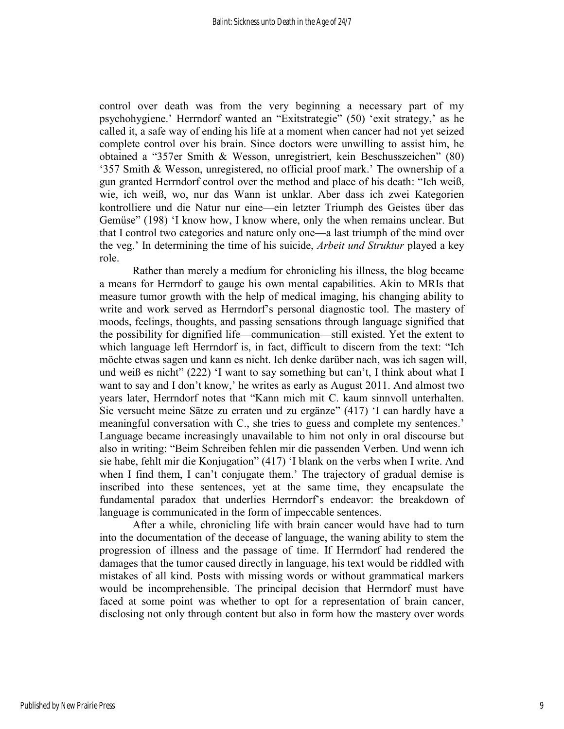control over death was from the very beginning a necessary part of my psychohygiene.' Herrndorf wanted an "Exitstrategie" (50) 'exit strategy,' as he called it, a safe way of ending his life at a moment when cancer had not yet seized complete control over his brain. Since doctors were unwilling to assist him, he obtained a "357er Smith & Wesson, unregistriert, kein Beschusszeichen" (80) '357 Smith & Wesson, unregistered, no official proof mark.' The ownership of a gun granted Herrndorf control over the method and place of his death: "Ich weiß, wie, ich weiß, wo, nur das Wann ist unklar. Aber dass ich zwei Kategorien kontrolliere und die Natur nur eine—ein letzter Triumph des Geistes über das Gemüse" (198) 'I know how, I know where, only the when remains unclear. But that I control two categories and nature only one—a last triumph of the mind over the veg.' In determining the time of his suicide, *Arbeit und Struktur* played a key role.

Rather than merely a medium for chronicling his illness, the blog became a means for Herrndorf to gauge his own mental capabilities. Akin to MRIs that measure tumor growth with the help of medical imaging, his changing ability to write and work served as Herrndorf's personal diagnostic tool. The mastery of moods, feelings, thoughts, and passing sensations through language signified that the possibility for dignified life—communication—still existed. Yet the extent to which language left Herrndorf is, in fact, difficult to discern from the text: "Ich möchte etwas sagen und kann es nicht. Ich denke darüber nach, was ich sagen will, und weiß es nicht" (222) 'I want to say something but can't, I think about what I want to say and I don't know,' he writes as early as August 2011. And almost two years later, Herrndorf notes that "Kann mich mit C. kaum sinnvoll unterhalten. Sie versucht meine Sätze zu erraten und zu ergänze" (417) 'I can hardly have a meaningful conversation with C., she tries to guess and complete my sentences.' Language became increasingly unavailable to him not only in oral discourse but also in writing: "Beim Schreiben fehlen mir die passenden Verben. Und wenn ich sie habe, fehlt mir die Konjugation" (417) 'I blank on the verbs when I write. And when I find them, I can't conjugate them.' The trajectory of gradual demise is inscribed into these sentences, yet at the same time, they encapsulate the fundamental paradox that underlies Herrndorf's endeavor: the breakdown of language is communicated in the form of impeccable sentences.

After a while, chronicling life with brain cancer would have had to turn into the documentation of the decease of language, the waning ability to stem the progression of illness and the passage of time. If Herrndorf had rendered the damages that the tumor caused directly in language, his text would be riddled with mistakes of all kind. Posts with missing words or without grammatical markers would be incomprehensible. The principal decision that Herrndorf must have faced at some point was whether to opt for a representation of brain cancer, disclosing not only through content but also in form how the mastery over words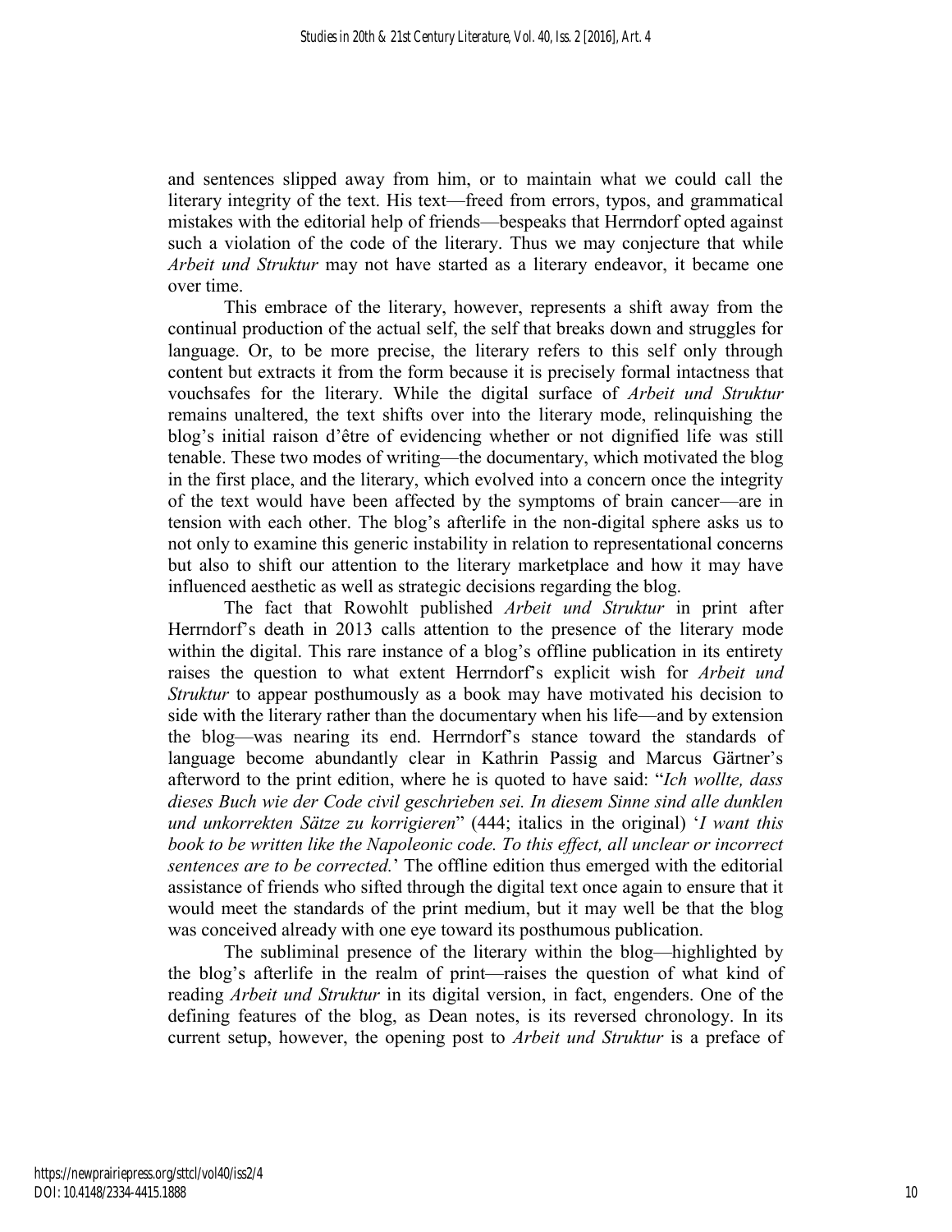and sentences slipped away from him, or to maintain what we could call the literary integrity of the text. His text—freed from errors, typos, and grammatical mistakes with the editorial help of friends—bespeaks that Herrndorf opted against such a violation of the code of the literary. Thus we may conjecture that while *Arbeit und Struktur* may not have started as a literary endeavor, it became one over time.

This embrace of the literary, however, represents a shift away from the continual production of the actual self, the self that breaks down and struggles for language. Or, to be more precise, the literary refers to this self only through content but extracts it from the form because it is precisely formal intactness that vouchsafes for the literary. While the digital surface of *Arbeit und Struktur* remains unaltered, the text shifts over into the literary mode, relinquishing the blog's initial raison d'être of evidencing whether or not dignified life was still tenable. These two modes of writing—the documentary, which motivated the blog in the first place, and the literary, which evolved into a concern once the integrity of the text would have been affected by the symptoms of brain cancer—are in tension with each other. The blog's afterlife in the non-digital sphere asks us to not only to examine this generic instability in relation to representational concerns but also to shift our attention to the literary marketplace and how it may have influenced aesthetic as well as strategic decisions regarding the blog.

The fact that Rowohlt published *Arbeit und Struktur* in print after Herrndorf's death in 2013 calls attention to the presence of the literary mode within the digital. This rare instance of a blog's offline publication in its entirety raises the question to what extent Herrndorf's explicit wish for *Arbeit und Struktur* to appear posthumously as a book may have motivated his decision to side with the literary rather than the documentary when his life—and by extension the blog—was nearing its end. Herrndorf's stance toward the standards of language become abundantly clear in Kathrin Passig and Marcus Gärtner's afterword to the print edition, where he is quoted to have said: "*Ich wollte, dass dieses Buch wie der Code civil geschrieben sei. In diesem Sinne sind alle dunklen und unkorrekten Sätze zu korrigieren*" (444; italics in the original) '*I want this book to be written like the Napoleonic code. To this effect, all unclear or incorrect sentences are to be corrected.*' The offline edition thus emerged with the editorial assistance of friends who sifted through the digital text once again to ensure that it would meet the standards of the print medium, but it may well be that the blog was conceived already with one eye toward its posthumous publication.

The subliminal presence of the literary within the blog—highlighted by the blog's afterlife in the realm of print—raises the question of what kind of reading *Arbeit und Struktur* in its digital version, in fact, engenders. One of the defining features of the blog, as Dean notes, is its reversed chronology. In its current setup, however, the opening post to *Arbeit und Struktur* is a preface of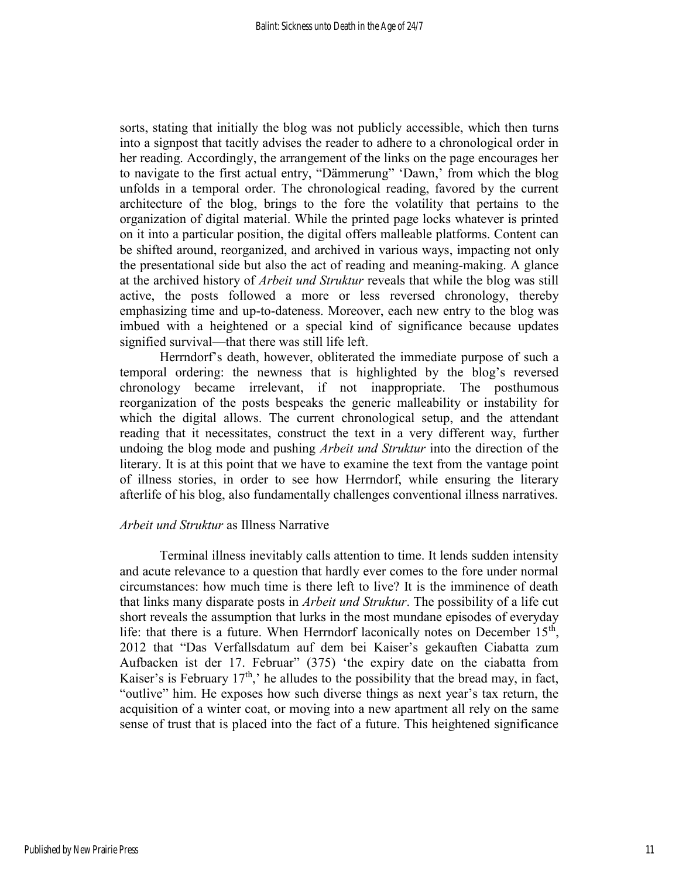sorts, stating that initially the blog was not publicly accessible, which then turns into a signpost that tacitly advises the reader to adhere to a chronological order in her reading. Accordingly, the arrangement of the links on the page encourages her to navigate to the first actual entry, "Dämmerung" 'Dawn,' from which the blog unfolds in a temporal order. The chronological reading, favored by the current architecture of the blog, brings to the fore the volatility that pertains to the organization of digital material. While the printed page locks whatever is printed on it into a particular position, the digital offers malleable platforms. Content can be shifted around, reorganized, and archived in various ways, impacting not only the presentational side but also the act of reading and meaning-making. A glance at the archived history of *Arbeit und Struktur* reveals that while the blog was still active, the posts followed a more or less reversed chronology, thereby emphasizing time and up-to-dateness. Moreover, each new entry to the blog was imbued with a heightened or a special kind of significance because updates signified survival—that there was still life left.

Herrndorf's death, however, obliterated the immediate purpose of such a temporal ordering: the newness that is highlighted by the blog's reversed chronology became irrelevant, if not inappropriate. The posthumous reorganization of the posts bespeaks the generic malleability or instability for which the digital allows. The current chronological setup, and the attendant reading that it necessitates, construct the text in a very different way, further undoing the blog mode and pushing *Arbeit und Struktur* into the direction of the literary. It is at this point that we have to examine the text from the vantage point of illness stories, in order to see how Herrndorf, while ensuring the literary afterlife of his blog, also fundamentally challenges conventional illness narratives.

## *Arbeit und Struktur* as Illness Narrative

Terminal illness inevitably calls attention to time. It lends sudden intensity and acute relevance to a question that hardly ever comes to the fore under normal circumstances: how much time is there left to live? It is the imminence of death that links many disparate posts in *Arbeit und Struktur*. The possibility of a life cut short reveals the assumption that lurks in the most mundane episodes of everyday life: that there is a future. When Herrndorf laconically notes on December 15th, 2012 that "Das Verfallsdatum auf dem bei Kaiser's gekauften Ciabatta zum Aufbacken ist der 17. Februar" (375) 'the expiry date on the ciabatta from Kaiser's is February 17th,' he alludes to the possibility that the bread may, in fact, "outlive" him. He exposes how such diverse things as next year's tax return, the acquisition of a winter coat, or moving into a new apartment all rely on the same sense of trust that is placed into the fact of a future. This heightened significance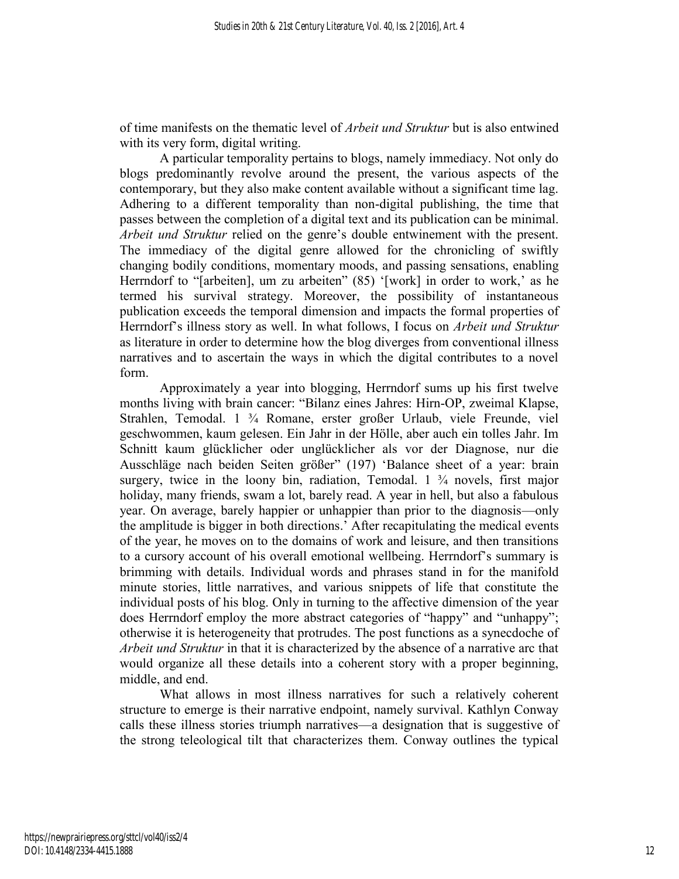of time manifests on the thematic level of *Arbeit und Struktur* but is also entwined with its very form, digital writing.

A particular temporality pertains to blogs, namely immediacy. Not only do blogs predominantly revolve around the present, the various aspects of the contemporary, but they also make content available without a significant time lag. Adhering to a different temporality than non-digital publishing, the time that passes between the completion of a digital text and its publication can be minimal. *Arbeit und Struktur* relied on the genre's double entwinement with the present. The immediacy of the digital genre allowed for the chronicling of swiftly changing bodily conditions, momentary moods, and passing sensations, enabling Herrndorf to "[arbeiten], um zu arbeiten" (85) '[work] in order to work,' as he termed his survival strategy. Moreover, the possibility of instantaneous publication exceeds the temporal dimension and impacts the formal properties of Herrndorf's illness story as well. In what follows, I focus on *Arbeit und Struktur* as literature in order to determine how the blog diverges from conventional illness narratives and to ascertain the ways in which the digital contributes to a novel form.

Approximately a year into blogging, Herrndorf sums up his first twelve months living with brain cancer: "Bilanz eines Jahres: Hirn-OP, zweimal Klapse, Strahlen, Temodal. 1 ¾ Romane, erster großer Urlaub, viele Freunde, viel geschwommen, kaum gelesen. Ein Jahr in der Hölle, aber auch ein tolles Jahr. Im Schnitt kaum glücklicher oder unglücklicher als vor der Diagnose, nur die Ausschläge nach beiden Seiten größer" (197) 'Balance sheet of a year: brain surgery, twice in the loony bin, radiation, Temodal. 1 ¾ novels, first major holiday, many friends, swam a lot, barely read. A year in hell, but also a fabulous year. On average, barely happier or unhappier than prior to the diagnosis—only the amplitude is bigger in both directions.' After recapitulating the medical events of the year, he moves on to the domains of work and leisure, and then transitions to a cursory account of his overall emotional wellbeing. Herrndorf's summary is brimming with details. Individual words and phrases stand in for the manifold minute stories, little narratives, and various snippets of life that constitute the individual posts of his blog. Only in turning to the affective dimension of the year does Herrndorf employ the more abstract categories of "happy" and "unhappy"; otherwise it is heterogeneity that protrudes. The post functions as a synecdoche of *Arbeit und Struktur* in that it is characterized by the absence of a narrative arc that would organize all these details into a coherent story with a proper beginning, middle, and end.

What allows in most illness narratives for such a relatively coherent structure to emerge is their narrative endpoint, namely survival. Kathlyn Conway calls these illness stories triumph narratives—a designation that is suggestive of the strong teleological tilt that characterizes them. Conway outlines the typical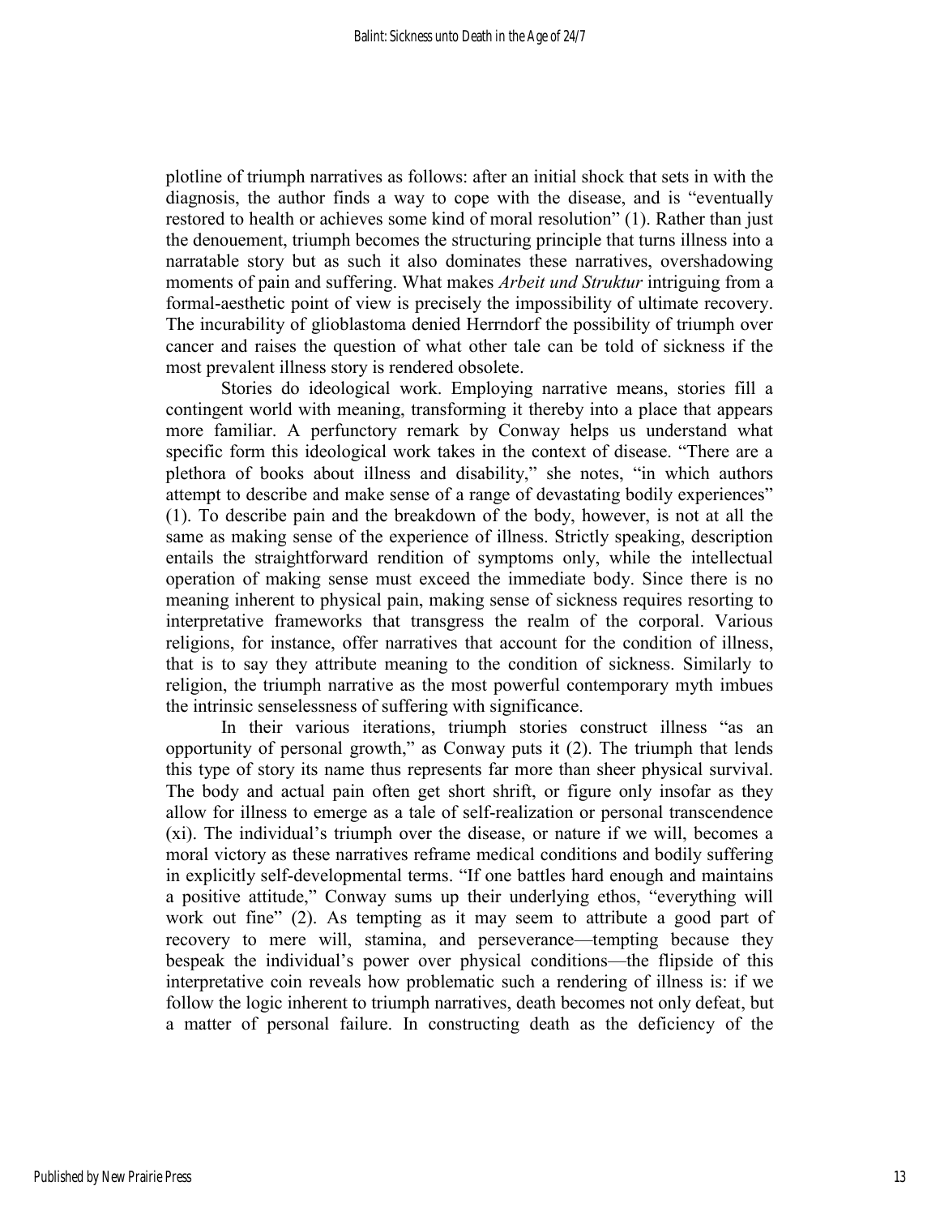plotline of triumph narratives as follows: after an initial shock that sets in with the diagnosis, the author finds a way to cope with the disease, and is "eventually restored to health or achieves some kind of moral resolution" (1). Rather than just the denouement, triumph becomes the structuring principle that turns illness into a narratable story but as such it also dominates these narratives, overshadowing moments of pain and suffering. What makes *Arbeit und Struktur* intriguing from a formal-aesthetic point of view is precisely the impossibility of ultimate recovery. The incurability of glioblastoma denied Herrndorf the possibility of triumph over cancer and raises the question of what other tale can be told of sickness if the most prevalent illness story is rendered obsolete.

Stories do ideological work. Employing narrative means, stories fill a contingent world with meaning, transforming it thereby into a place that appears more familiar. A perfunctory remark by Conway helps us understand what specific form this ideological work takes in the context of disease. "There are a plethora of books about illness and disability," she notes, "in which authors attempt to describe and make sense of a range of devastating bodily experiences" (1). To describe pain and the breakdown of the body, however, is not at all the same as making sense of the experience of illness. Strictly speaking, description entails the straightforward rendition of symptoms only, while the intellectual operation of making sense must exceed the immediate body. Since there is no meaning inherent to physical pain, making sense of sickness requires resorting to interpretative frameworks that transgress the realm of the corporal. Various religions, for instance, offer narratives that account for the condition of illness, that is to say they attribute meaning to the condition of sickness. Similarly to religion, the triumph narrative as the most powerful contemporary myth imbues the intrinsic senselessness of suffering with significance.

In their various iterations, triumph stories construct illness "as an opportunity of personal growth," as Conway puts it (2). The triumph that lends this type of story its name thus represents far more than sheer physical survival. The body and actual pain often get short shrift, or figure only insofar as they allow for illness to emerge as a tale of self-realization or personal transcendence (xi). The individual's triumph over the disease, or nature if we will, becomes a moral victory as these narratives reframe medical conditions and bodily suffering in explicitly self-developmental terms. "If one battles hard enough and maintains a positive attitude," Conway sums up their underlying ethos, "everything will work out fine" (2). As tempting as it may seem to attribute a good part of recovery to mere will, stamina, and perseverance—tempting because they bespeak the individual's power over physical conditions—the flipside of this interpretative coin reveals how problematic such a rendering of illness is: if we follow the logic inherent to triumph narratives, death becomes not only defeat, but a matter of personal failure. In constructing death as the deficiency of the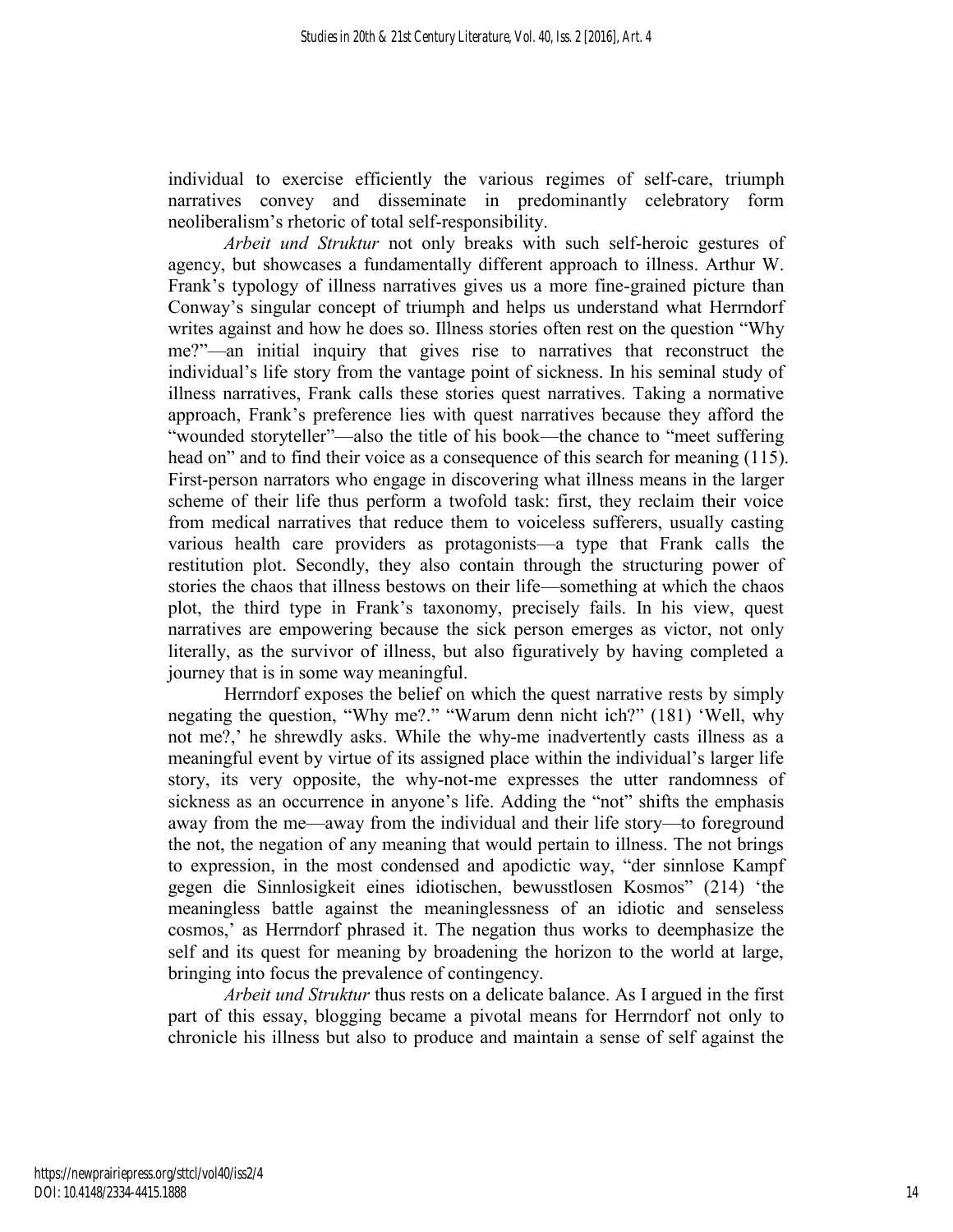individual to exercise efficiently the various regimes of self-care, triumph narratives convey and disseminate in predominantly celebratory form neoliberalism's rhetoric of total self-responsibility.

*Arbeit und Struktur* not only breaks with such self-heroic gestures of agency, but showcases a fundamentally different approach to illness. Arthur W. Frank's typology of illness narratives gives us a more fine-grained picture than Conway's singular concept of triumph and helps us understand what Herrndorf writes against and how he does so. Illness stories often rest on the question "Why me?"—an initial inquiry that gives rise to narratives that reconstruct the individual's life story from the vantage point of sickness. In his seminal study of illness narratives, Frank calls these stories quest narratives. Taking a normative approach, Frank's preference lies with quest narratives because they afford the "wounded storyteller"—also the title of his book—the chance to "meet suffering head on" and to find their voice as a consequence of this search for meaning (115). First-person narrators who engage in discovering what illness means in the larger scheme of their life thus perform a twofold task: first, they reclaim their voice from medical narratives that reduce them to voiceless sufferers, usually casting various health care providers as protagonists—a type that Frank calls the restitution plot. Secondly, they also contain through the structuring power of stories the chaos that illness bestows on their life—something at which the chaos plot, the third type in Frank's taxonomy, precisely fails. In his view, quest narratives are empowering because the sick person emerges as victor, not only literally, as the survivor of illness, but also figuratively by having completed a journey that is in some way meaningful.

Herrndorf exposes the belief on which the quest narrative rests by simply negating the question, "Why me?." "Warum denn nicht ich?" (181) 'Well, why not me?,' he shrewdly asks. While the why-me inadvertently casts illness as a meaningful event by virtue of its assigned place within the individual's larger life story, its very opposite, the why-not-me expresses the utter randomness of sickness as an occurrence in anyone's life. Adding the "not" shifts the emphasis away from the me—away from the individual and their life story—to foreground the not, the negation of any meaning that would pertain to illness. The not brings to expression, in the most condensed and apodictic way, "der sinnlose Kampf gegen die Sinnlosigkeit eines idiotischen, bewusstlosen Kosmos" (214) 'the meaningless battle against the meaninglessness of an idiotic and senseless cosmos,' as Herrndorf phrased it. The negation thus works to deemphasize the self and its quest for meaning by broadening the horizon to the world at large, bringing into focus the prevalence of contingency.

*Arbeit und Struktur* thus rests on a delicate balance. As I argued in the first part of this essay, blogging became a pivotal means for Herrndorf not only to chronicle his illness but also to produce and maintain a sense of self against the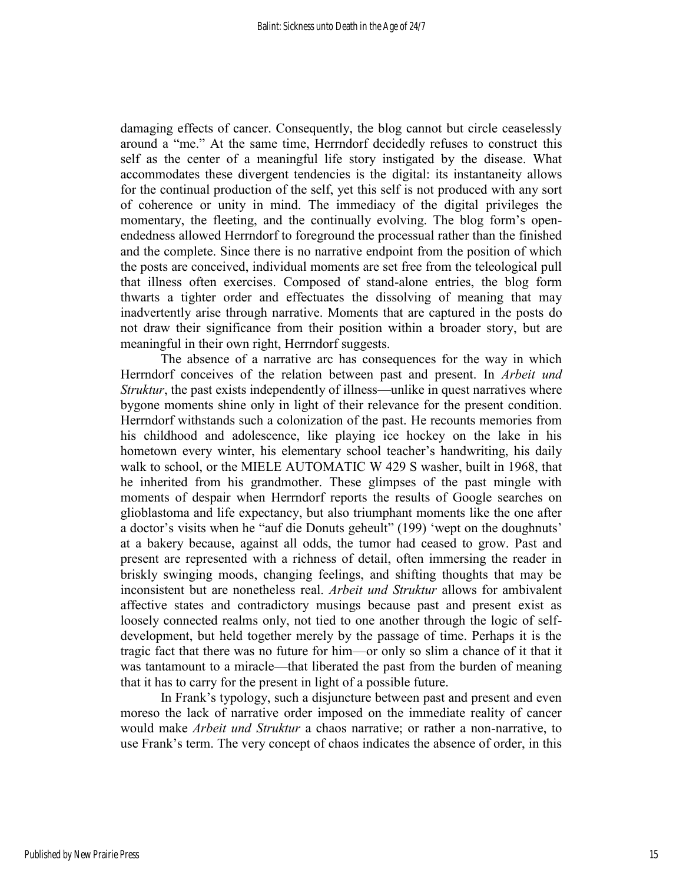damaging effects of cancer. Consequently, the blog cannot but circle ceaselessly around a "me." At the same time, Herrndorf decidedly refuses to construct this self as the center of a meaningful life story instigated by the disease. What accommodates these divergent tendencies is the digital: its instantaneity allows for the continual production of the self, yet this self is not produced with any sort of coherence or unity in mind. The immediacy of the digital privileges the momentary, the fleeting, and the continually evolving. The blog form's open-endedness allowed Herrndorf to foreground the processual rather than the finished and the complete. Since there is no narrative endpoint from the position of which the posts are conceived, individual moments are set free from the teleological pull that illness often exercises. Composed of stand-alone entries, the blog form thwarts a tighter order and effectuates the dissolving of meaning that may inadvertently arise through narrative. Moments that are captured in the posts do not draw their significance from their position within a broader story, but are meaningful in their own right, Herrndorf suggests.

The absence of a narrative arc has consequences for the way in which Herrndorf conceives of the relation between past and present. In *Arbeit und Struktur*, the past exists independently of illness—unlike in quest narratives where bygone moments shine only in light of their relevance for the present condition. Herrndorf withstands such a colonization of the past. He recounts memories from his childhood and adolescence, like playing ice hockey on the lake in his hometown every winter, his elementary school teacher's handwriting, his daily walk to school, or the MIELE AUTOMATIC W 429 S washer, built in 1968, that he inherited from his grandmother. These glimpses of the past mingle with moments of despair when Herrndorf reports the results of Google searches on glioblastoma and life expectancy, but also triumphant moments like the one after a doctor's visits when he "auf die Donuts geheult" (199) 'wept on the doughnuts' at a bakery because, against all odds, the tumor had ceased to grow. Past and present are represented with a richness of detail, often immersing the reader in briskly swinging moods, changing feelings, and shifting thoughts that may be inconsistent but are nonetheless real. *Arbeit und Struktur* allows for ambivalent affective states and contradictory musings because past and present exist as loosely connected realms only, not tied to one another through the logic of self-development, but held together merely by the passage of time. Perhaps it is the tragic fact that there was no future for him—or only so slim a chance of it that it was tantamount to a miracle—that liberated the past from the burden of meaning that it has to carry for the present in light of a possible future.

In Frank's typology, such a disjuncture between past and present and even moreso the lack of narrative order imposed on the immediate reality of cancer would make *Arbeit und Struktur* a chaos narrative; or rather a non-narrative, to use Frank's term. The very concept of chaos indicates the absence of order, in this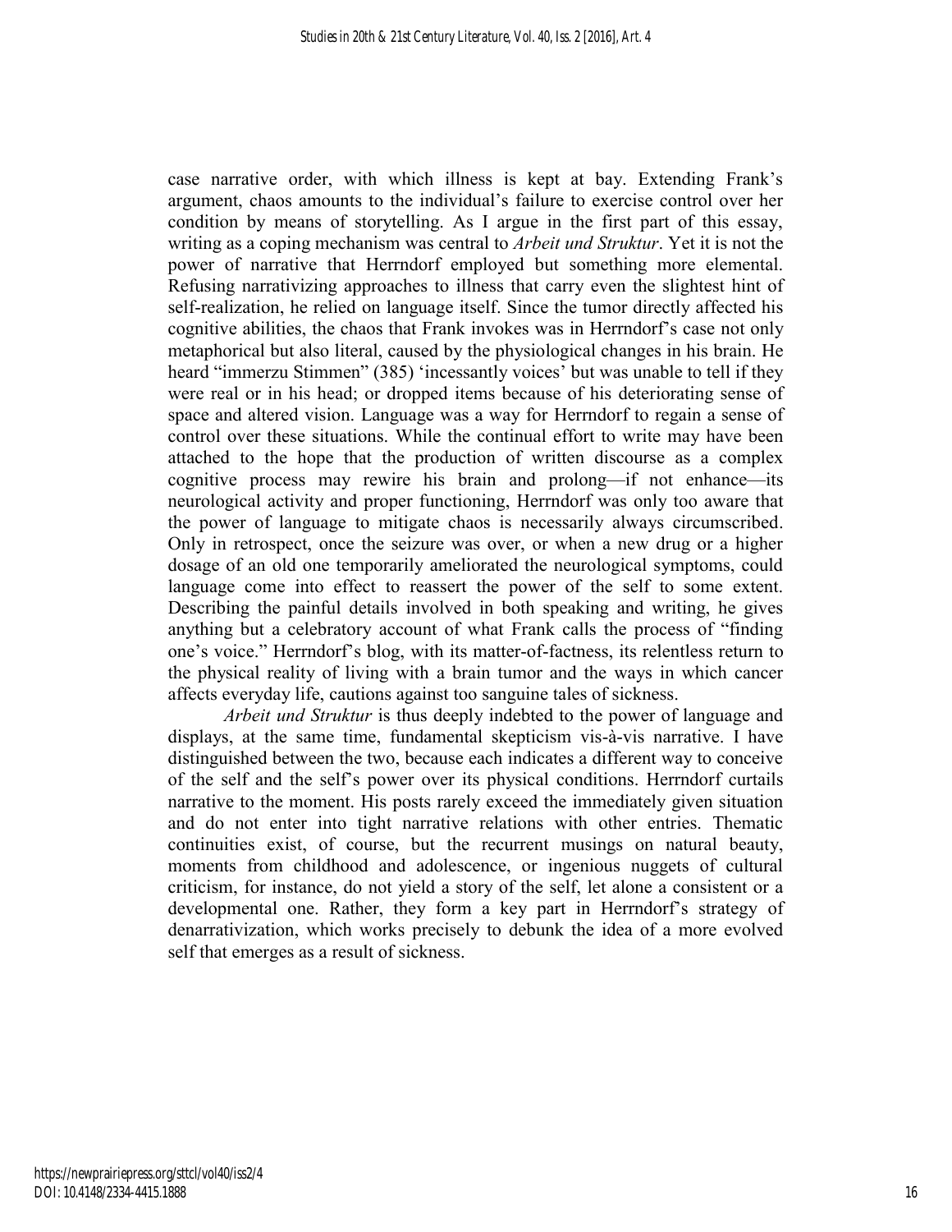case narrative order, with which illness is kept at bay. Extending Frank's argument, chaos amounts to the individual's failure to exercise control over her condition by means of storytelling. As I argue in the first part of this essay, writing as a coping mechanism was central to *Arbeit und Struktur*. Yet it is not the power of narrative that Herrndorf employed but something more elemental. Refusing narrativizing approaches to illness that carry even the slightest hint of self-realization, he relied on language itself. Since the tumor directly affected his cognitive abilities, the chaos that Frank invokes was in Herrndorf's case not only metaphorical but also literal, caused by the physiological changes in his brain. He heard "immerzu Stimmen" (385) 'incessantly voices' but was unable to tell if they were real or in his head; or dropped items because of his deteriorating sense of space and altered vision. Language was a way for Herrndorf to regain a sense of control over these situations. While the continual effort to write may have been attached to the hope that the production of written discourse as a complex cognitive process may rewire his brain and prolong—if not enhance—its neurological activity and proper functioning, Herrndorf was only too aware that the power of language to mitigate chaos is necessarily always circumscribed. Only in retrospect, once the seizure was over, or when a new drug or a higher dosage of an old one temporarily ameliorated the neurological symptoms, could language come into effect to reassert the power of the self to some extent. Describing the painful details involved in both speaking and writing, he gives anything but a celebratory account of what Frank calls the process of "finding one's voice." Herrndorf's blog, with its matter-of-factness, its relentless return to the physical reality of living with a brain tumor and the ways in which cancer affects everyday life, cautions against too sanguine tales of sickness.

*Arbeit und Struktur* is thus deeply indebted to the power of language and displays, at the same time, fundamental skepticism vis-à-vis narrative. I have distinguished between the two, because each indicates a different way to conceive of the self and the self's power over its physical conditions. Herrndorf curtails narrative to the moment. His posts rarely exceed the immediately given situation and do not enter into tight narrative relations with other entries. Thematic continuities exist, of course, but the recurrent musings on natural beauty, moments from childhood and adolescence, or ingenious nuggets of cultural criticism, for instance, do not yield a story of the self, let alone a consistent or a developmental one. Rather, they form a key part in Herrndorf's strategy of denarrativization, which works precisely to debunk the idea of a more evolved self that emerges as a result of sickness.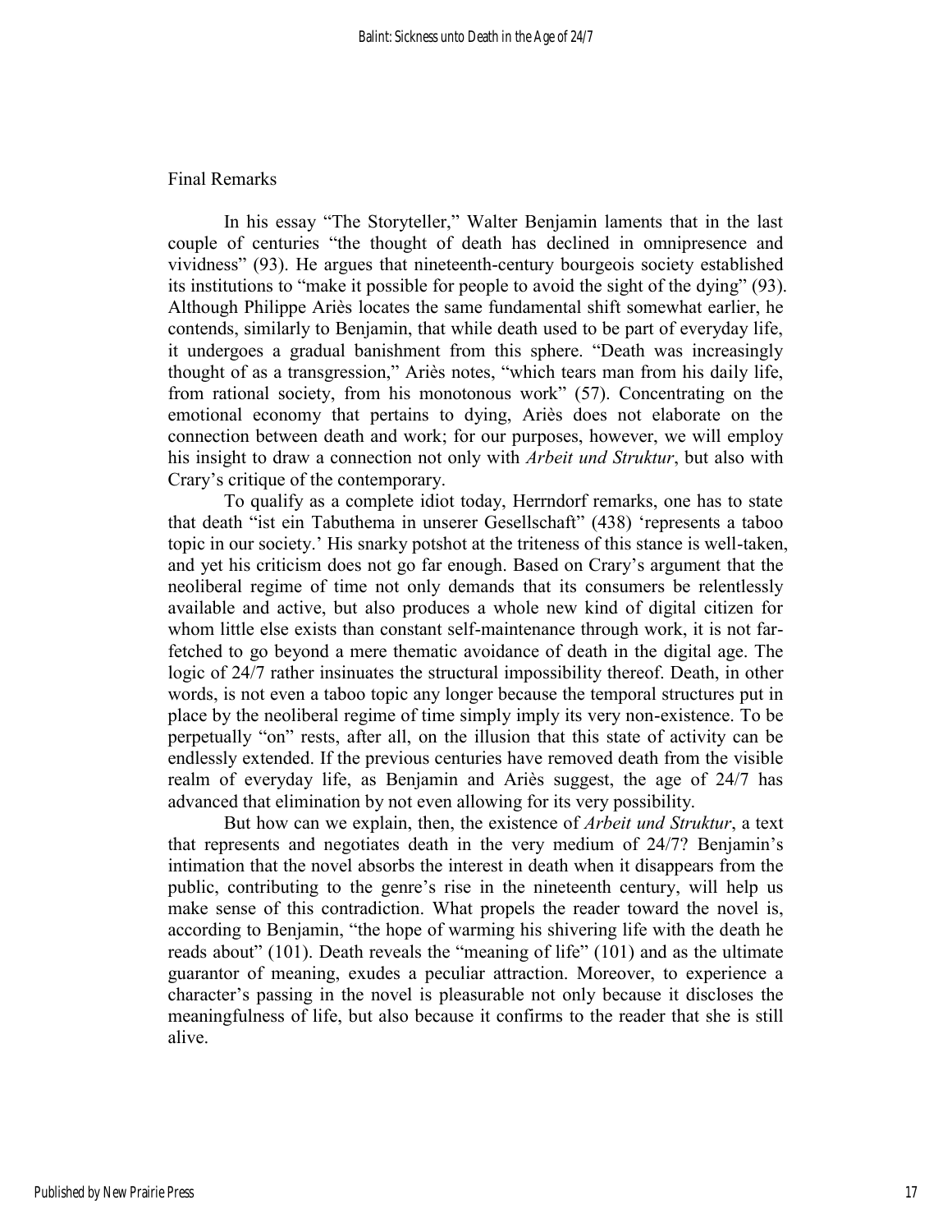## Final Remarks

In his essay "The Storyteller," Walter Benjamin laments that in the last couple of centuries "the thought of death has declined in omnipresence and vividness" (93). He argues that nineteenth-century bourgeois society established its institutions to "make it possible for people to avoid the sight of the dying" (93). Although Philippe Ariès locates the same fundamental shift somewhat earlier, he contends, similarly to Benjamin, that while death used to be part of everyday life, it undergoes a gradual banishment from this sphere. "Death was increasingly thought of as a transgression," Ariès notes, "which tears man from his daily life, from rational society, from his monotonous work" (57). Concentrating on the emotional economy that pertains to dying, Ariès does not elaborate on the connection between death and work; for our purposes, however, we will employ his insight to draw a connection not only with *Arbeit und Struktur*, but also with Crary's critique of the contemporary.

To qualify as a complete idiot today, Herrndorf remarks, one has to state that death "ist ein Tabuthema in unserer Gesellschaft" (438) 'represents a taboo topic in our society.' His snarky potshot at the triteness of this stance is well-taken, and yet his criticism does not go far enough. Based on Crary's argument that the neoliberal regime of time not only demands that its consumers be relentlessly available and active, but also produces a whole new kind of digital citizen for whom little else exists than constant self-maintenance through work, it is not far-fetched to go beyond a mere thematic avoidance of death in the digital age. The logic of 24/7 rather insinuates the structural impossibility thereof. Death, in other words, is not even a taboo topic any longer because the temporal structures put in place by the neoliberal regime of time simply imply its very non-existence. To be perpetually "on" rests, after all, on the illusion that this state of activity can be endlessly extended. If the previous centuries have removed death from the visible realm of everyday life, as Benjamin and Ariès suggest, the age of 24/7 has advanced that elimination by not even allowing for its very possibility.

But how can we explain, then, the existence of *Arbeit und Struktur*, a text that represents and negotiates death in the very medium of 24/7? Benjamin's intimation that the novel absorbs the interest in death when it disappears from the public, contributing to the genre's rise in the nineteenth century, will help us make sense of this contradiction. What propels the reader toward the novel is, according to Benjamin, "the hope of warming his shivering life with the death he reads about" (101). Death reveals the "meaning of life" (101) and as the ultimate guarantor of meaning, exudes a peculiar attraction. Moreover, to experience a character's passing in the novel is pleasurable not only because it discloses the meaningfulness of life, but also because it confirms to the reader that she is still alive.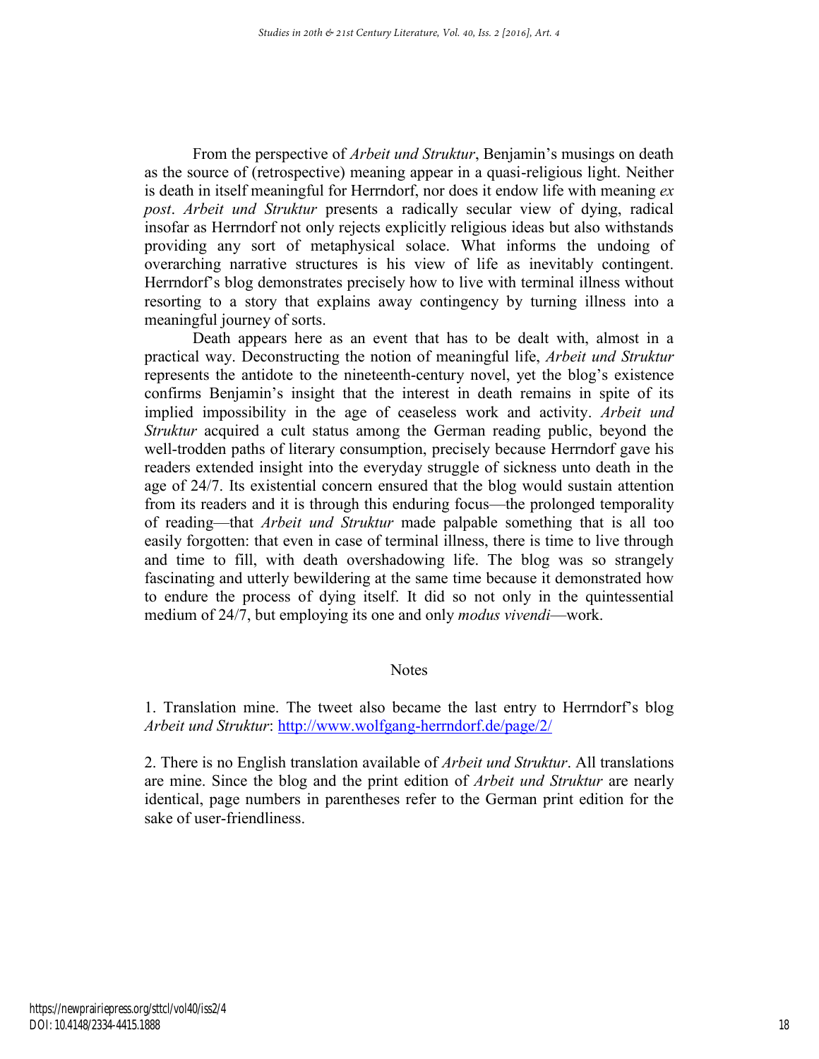From the perspective of *Arbeit und Struktur*, Benjamin's musings on death as the source of (retrospective) meaning appear in a quasi-religious light. Neither is death in itself meaningful for Herrndorf, nor does it endow life with meaning *ex post*. *Arbeit und Struktur* presents a radically secular view of dying, radical insofar as Herrndorf not only rejects explicitly religious ideas but also withstands providing any sort of metaphysical solace. What informs the undoing of overarching narrative structures is his view of life as inevitably contingent. Herrndorf's blog demonstrates precisely how to live with terminal illness without resorting to a story that explains away contingency by turning illness into a meaningful journey of sorts.

Death appears here as an event that has to be dealt with, almost in a practical way. Deconstructing the notion of meaningful life, *Arbeit und Struktur* represents the antidote to the nineteenth-century novel, yet the blog's existence confirms Benjamin's insight that the interest in death remains in spite of its implied impossibility in the age of ceaseless work and activity. *Arbeit und Struktur* acquired a cult status among the German reading public, beyond the well-trodden paths of literary consumption, precisely because Herrndorf gave his readers extended insight into the everyday struggle of sickness unto death in the age of 24/7. Its existential concern ensured that the blog would sustain attention from its readers and it is through this enduring focus—the prolonged temporality of reading—that *Arbeit und Struktur* made palpable something that is all too easily forgotten: that even in case of terminal illness, there is time to live through and time to fill, with death overshadowing life. The blog was so strangely fascinating and utterly bewildering at the same time because it demonstrated how to endure the process of dying itself. It did so not only in the quintessential medium of 24/7, but employing its one and only *modus vivendi*—work.

## Notes

1. Translation mine. The tweet also became the last entry to Herrndorf's blog *Arbeit und Struktur*: http://www.wolfgang-herrndorf.de/page/2/

2. There is no English translation available of *Arbeit und Struktur*. All translations are mine. Since the blog and the print edition of *Arbeit und Struktur* are nearly identical, page numbers in parentheses refer to the German print edition for the sake of user-friendliness.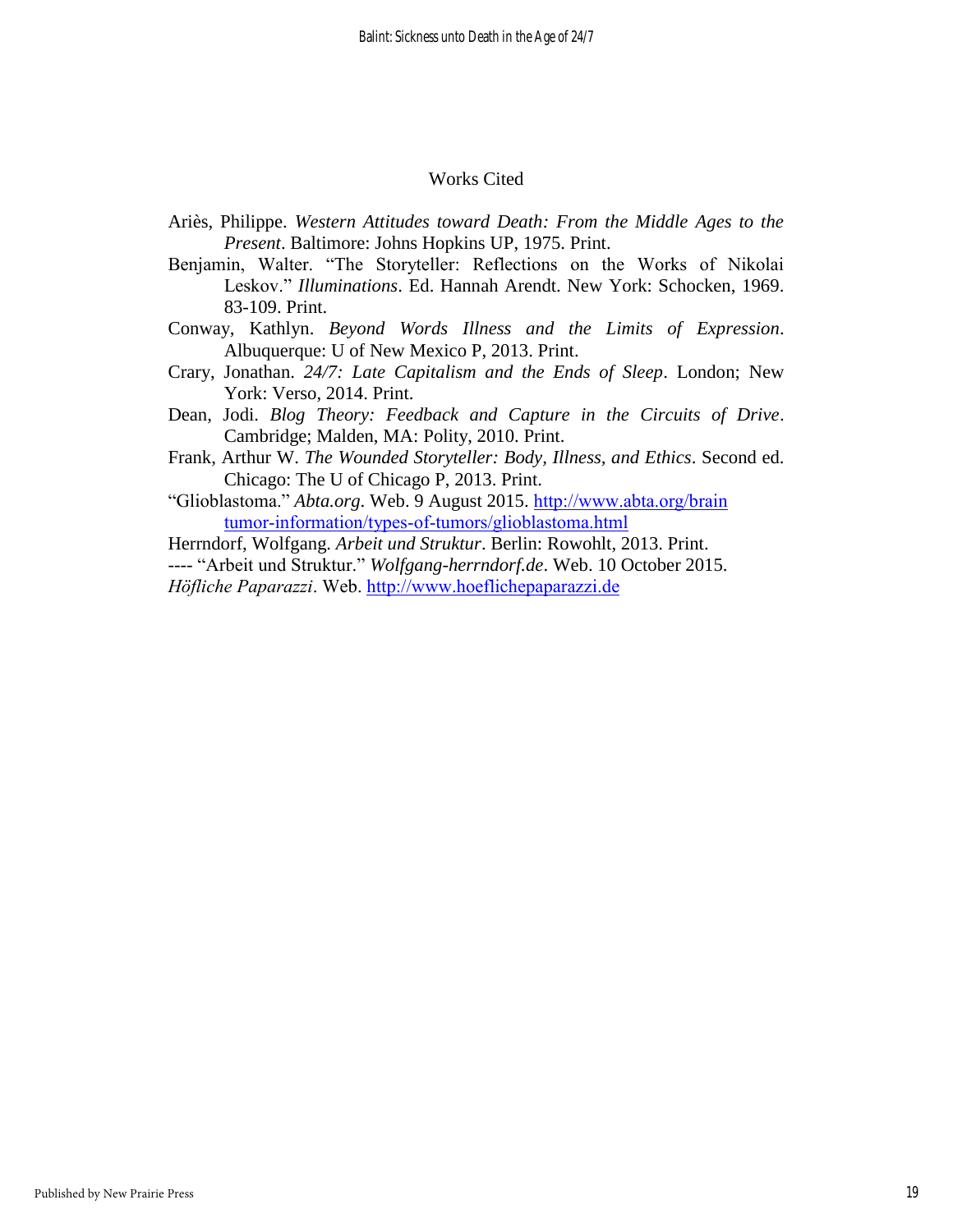## Works Cited

Ariès, Philippe. *Western Attitudes toward Death: From the Middle Ages to the Present*. Baltimore: Johns Hopkins UP, 1975. Print.

Benjamin, Walter. "The Storyteller: Reflections on the Works of Nikolai Leskov." *Illuminations*. Ed. Hannah Arendt. New York: Schocken, 1969. 83-109. Print.

Conway, Kathlyn. *Beyond Words Illness and the Limits of Expression*. Albuquerque: U of New Mexico P, 2013. Print.

Crary, Jonathan. *24/7: Late Capitalism and the Ends of Sleep*. London; New York: Verso, 2014. Print.

Dean, Jodi. *Blog Theory: Feedback and Capture in the Circuits of Drive*. Cambridge; Malden, MA: Polity, 2010. Print.

Frank, Arthur W. *The Wounded Storyteller: Body, Illness, and Ethics*. Second ed. Chicago: The U of Chicago P, 2013. Print.

"Glioblastoma." *Abta.org*. Web. 9 August 2015. http://www.abta.org/brain tumor-information/types-of-tumors/glioblastoma.html

Herrndorf, Wolfgang. *Arbeit und Struktur*. Berlin: Rowohlt, 2013. Print.

---- "Arbeit und Struktur." *Wolfgang-herrndorf.de*. Web. 10 October 2015.

*Höfliche Paparazzi*. Web. http://www.hoeflichepaparazzi.de